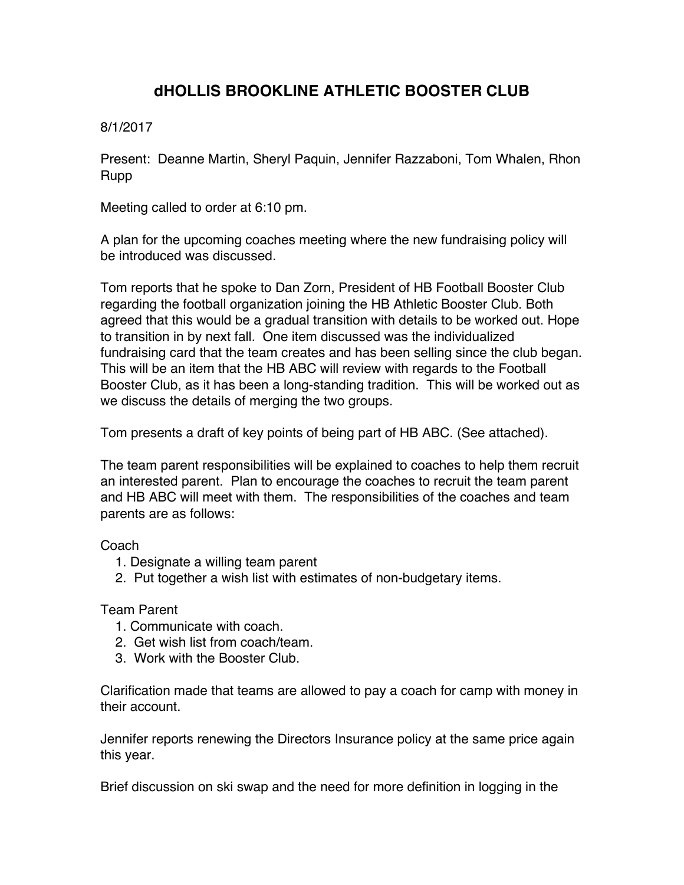# dHOLLIS BROOKLINE ATHLETIC BOOSTER CLUB

8/1/2017

Present: Deanne Martin, Sheryl Paquin, Jennifer Razzaboni, Tom Whalen, Rhon Rupp

Meeting called to order at 6:10 pm.

A plan for the upcoming coaches meeting where the new fundraising policy will be introduced was discussed.

Tom reports that he spoke to Dan Zorn, President of HB Football Booster Club regarding the football organization joining the HB Athletic Booster Club. Both agreed that this would be a gradual transition with details to be worked out. Hope to transition in by next fall. One item discussed was the individualized fundraising card that the team creates and has been selling since the club began. This will be an item that the HB ABC will review with regards to the Football Booster Club, as it has been a long-standing tradition. This will be worked out as we discuss the details of merging the two groups.

Tom presents a draft of key points of being part of HB ABC. (See attached).

The team parent responsibilities will be explained to coaches to help them recruit an interested parent. Plan to encourage the coaches to recruit the team parent and HB ABC will meet with them. The responsibilities of the coaches and team parents are as follows:

Coach

1. Designate a willing team parent
2. Put together a wish list with estimates of non-budgetary items.

Team Parent

1. Communicate with coach.
2. Get wish list from coach/team.
3. Work with the Booster Club.

Clarification made that teams are allowed to pay a coach for camp with money in their account.

Jennifer reports renewing the Directors Insurance policy at the same price again this year.

Brief discussion on ski swap and the need for more definition in logging in the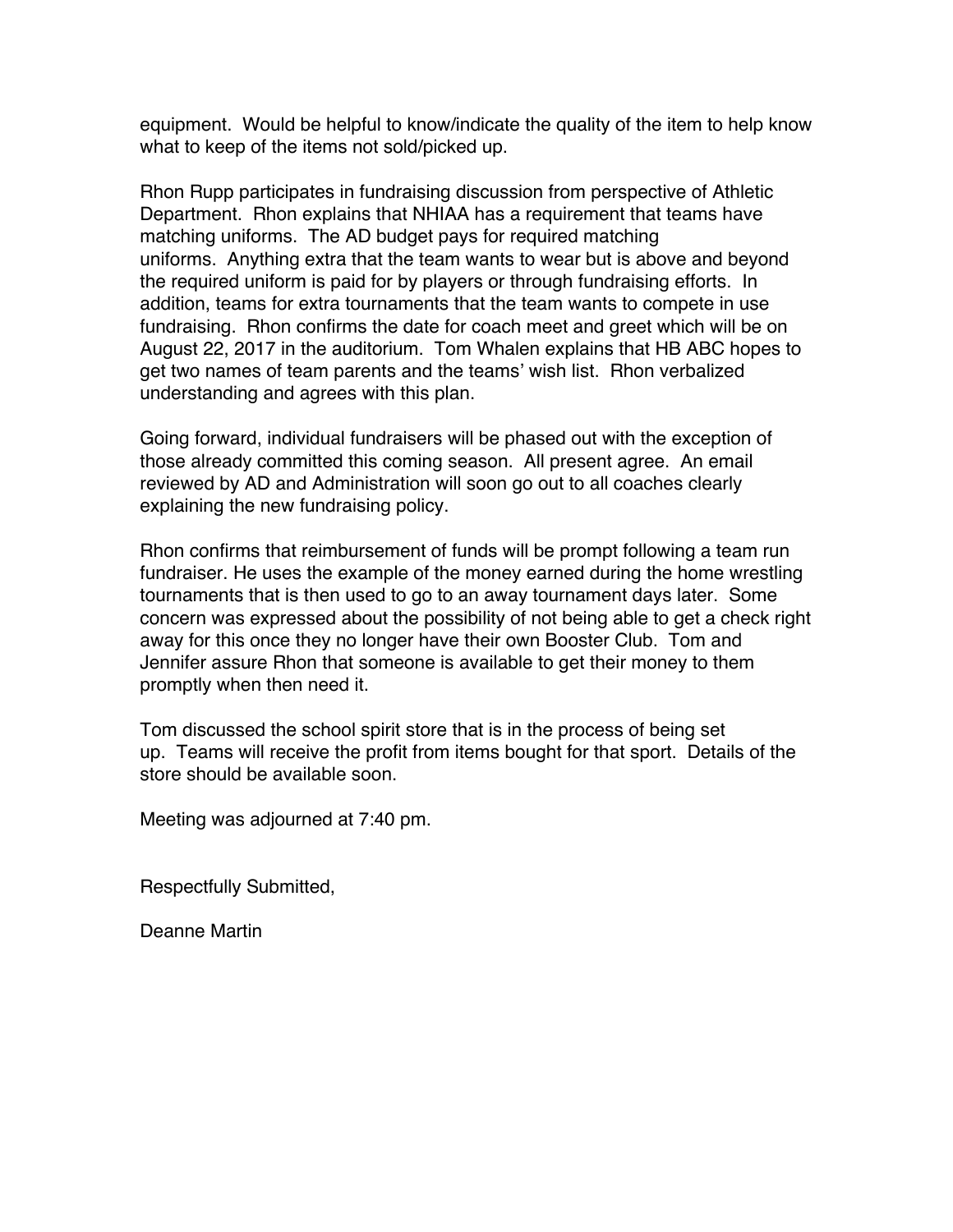equipment. Would be helpful to know/indicate the quality of the item to help know what to keep of the items not sold/picked up.

Rhon Rupp participates in fundraising discussion from perspective of Athletic Department. Rhon explains that NHIAA has a requirement that teams have matching uniforms. The AD budget pays for required matching uniforms. Anything extra that the team wants to wear but is above and beyond the required uniform is paid for by players or through fundraising efforts. In addition, teams for extra tournaments that the team wants to compete in use fundraising. Rhon confirms the date for coach meet and greet which will be on August 22, 2017 in the auditorium. Tom Whalen explains that HB ABC hopes to get two names of team parents and the teams' wish list. Rhon verbalized understanding and agrees with this plan.

Going forward, individual fundraisers will be phased out with the exception of those already committed this coming season. All present agree. An email reviewed by AD and Administration will soon go out to all coaches clearly explaining the new fundraising policy.

Rhon confirms that reimbursement of funds will be prompt following a team run fundraiser. He uses the example of the money earned during the home wrestling tournaments that is then used to go to an away tournament days later. Some concern was expressed about the possibility of not being able to get a check right away for this once they no longer have their own Booster Club. Tom and Jennifer assure Rhon that someone is available to get their money to them promptly when then need it.

Tom discussed the school spirit store that is in the process of being set up. Teams will receive the profit from items bought for that sport. Details of the store should be available soon.

Meeting was adjourned at 7:40 pm.

Respectfully Submitted,

Deanne Martin